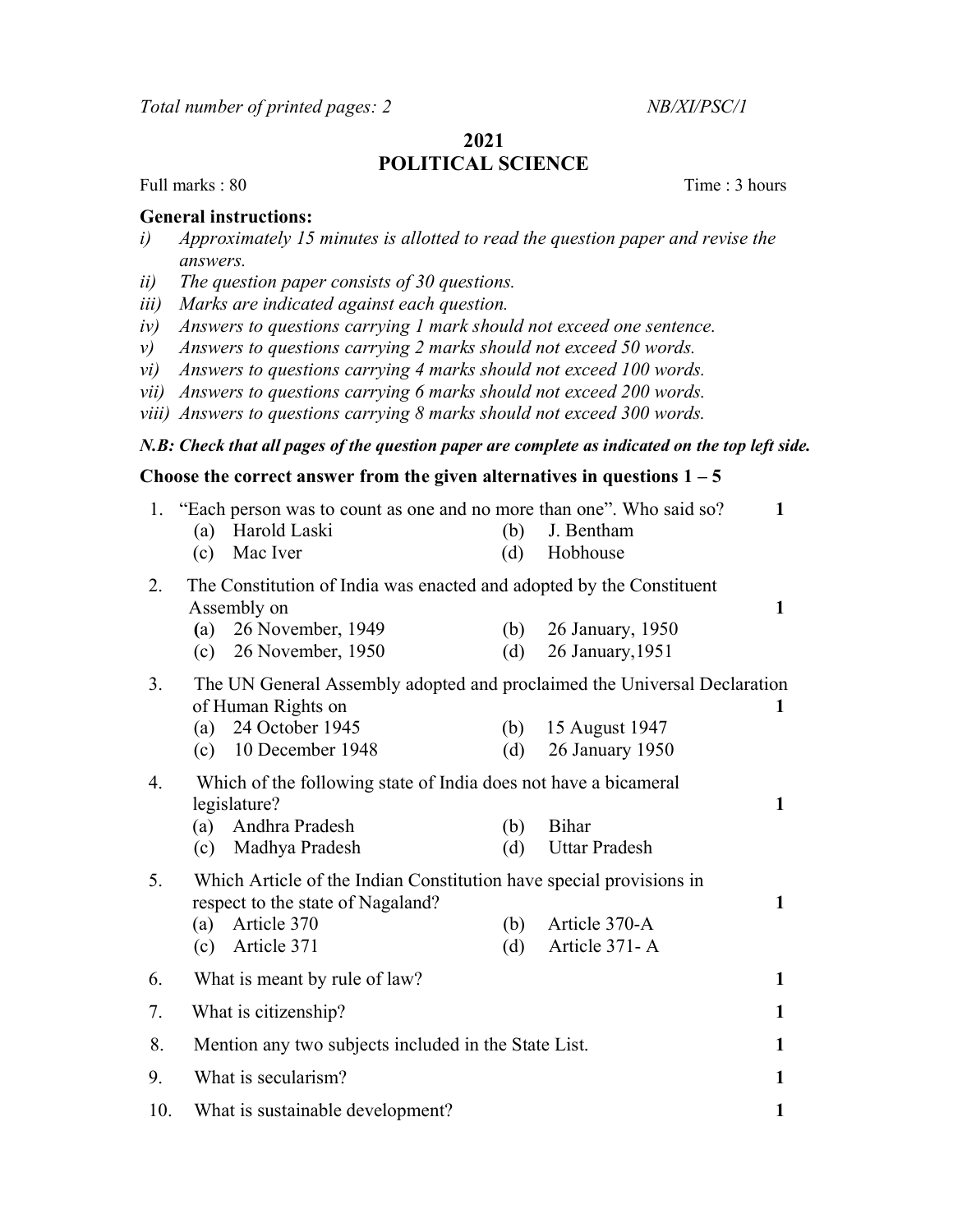*Total number of printed pages: 2* *NB/XI/PSC/1*

# 2021
# POLITICAL SCIENCE

Full marks : 80 Time : 3 hours

**General instructions:**

*i) Approximately 15 minutes is allotted to read the question paper and revise the answers.*
*ii) The question paper consists of 30 questions.*
*iii) Marks are indicated against each question.*
*iv) Answers to questions carrying 1 mark should not exceed one sentence.*
*v) Answers to questions carrying 2 marks should not exceed 50 words.*
*vi) Answers to questions carrying 4 marks should not exceed 100 words.*
*vii) Answers to questions carrying 6 marks should not exceed 200 words.*
*viii) Answers to questions carrying 8 marks should not exceed 300 words.*

***N.B: Check that all pages of the question paper are complete as indicated on the top left side.***

**Choose the correct answer from the given alternatives in questions 1 – 5**

1. "Each person was to count as one and no more than one". Who said so? **1**
   (a) Harold Laski (b) J. Bentham
   (c) Mac Iver (d) Hobhouse

2. The Constitution of India was enacted and adopted by the Constituent Assembly on **1**
   (a) 26 November, 1949 (b) 26 January, 1950
   (c) 26 November, 1950 (d) 26 January,1951

3. The UN General Assembly adopted and proclaimed the Universal Declaration of Human Rights on **1**
   (a) 24 October 1945 (b) 15 August 1947
   (c) 10 December 1948 (d) 26 January 1950

4. Which of the following state of India does not have a bicameral legislature? **1**
   (a) Andhra Pradesh (b) Bihar
   (c) Madhya Pradesh (d) Uttar Pradesh

5. Which Article of the Indian Constitution have special provisions in respect to the state of Nagaland? **1**
   (a) Article 370 (b) Article 370-A
   (c) Article 371 (d) Article 371- A

6. What is meant by rule of law? **1**

7. What is citizenship? **1**

8. Mention any two subjects included in the State List. **1**

9. What is secularism? **1**

10. What is sustainable development? **1**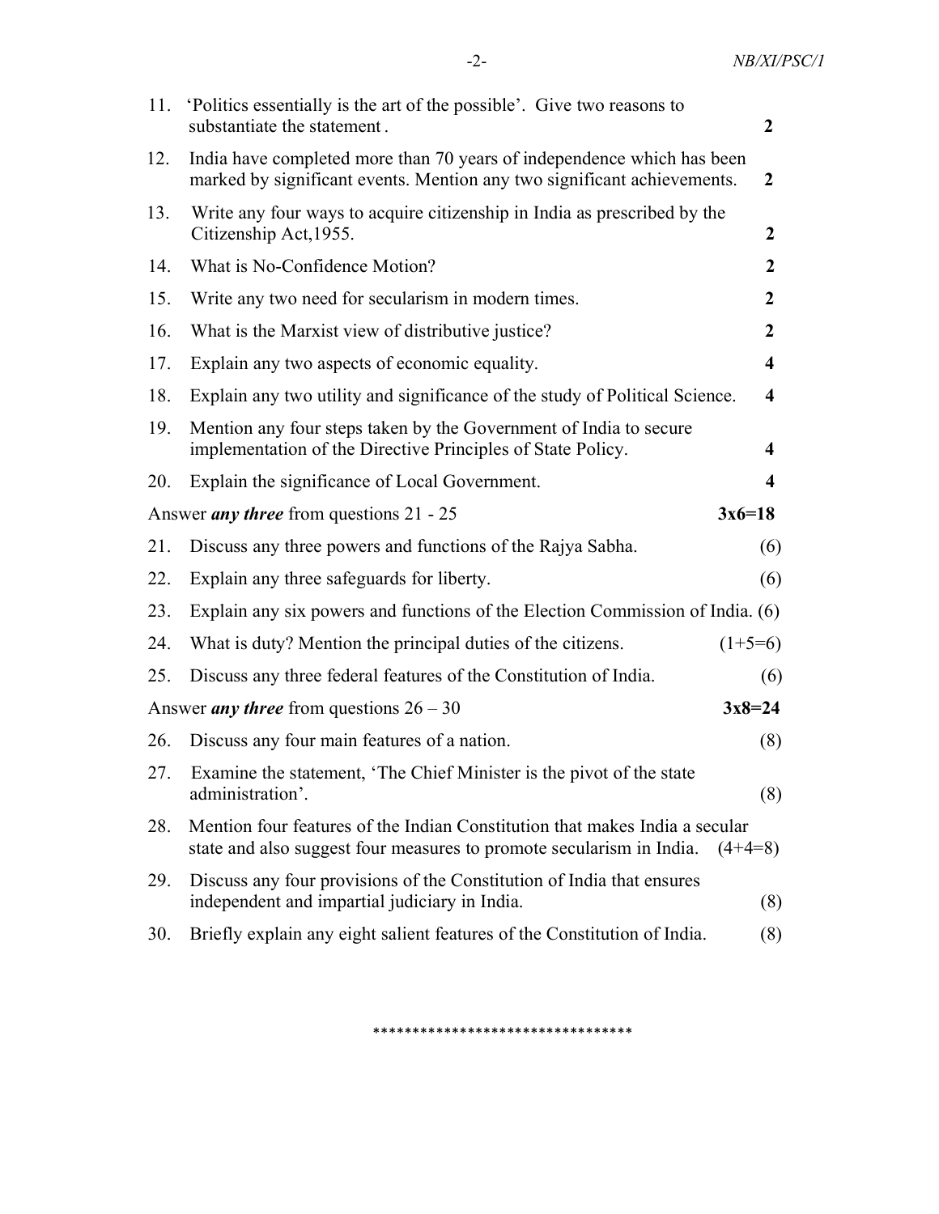11. 'Politics essentially is the art of the possible'. Give two reasons to substantiate the statement. **2**

12. India have completed more than 70 years of independence which has been marked by significant events. Mention any two significant achievements. **2**

13. Write any four ways to acquire citizenship in India as prescribed by the Citizenship Act,1955. **2**

14. What is No-Confidence Motion? **2**

15. Write any two need for secularism in modern times. **2**

16. What is the Marxist view of distributive justice? **2**

17. Explain any two aspects of economic equality. **4**

18. Explain any two utility and significance of the study of Political Science. **4**

19. Mention any four steps taken by the Government of India to secure implementation of the Directive Principles of State Policy. **4**

20. Explain the significance of Local Government. **4**

Answer ***any three*** from questions 21 - 25 **3x6=18**

21. Discuss any three powers and functions of the Rajya Sabha. (6)

22. Explain any three safeguards for liberty. (6)

23. Explain any six powers and functions of the Election Commission of India. (6)

24. What is duty? Mention the principal duties of the citizens. (1+5=6)

25. Discuss any three federal features of the Constitution of India. (6)

Answer ***any three*** from questions 26 – 30 **3x8=24**

26. Discuss any four main features of a nation. (8)

27. Examine the statement, 'The Chief Minister is the pivot of the state administration'. (8)

28. Mention four features of the Indian Constitution that makes India a secular state and also suggest four measures to promote secularism in India. (4+4=8)

29. Discuss any four provisions of the Constitution of India that ensures independent and impartial judiciary in India. (8)

30. Briefly explain any eight salient features of the Constitution of India. (8)

*********************************